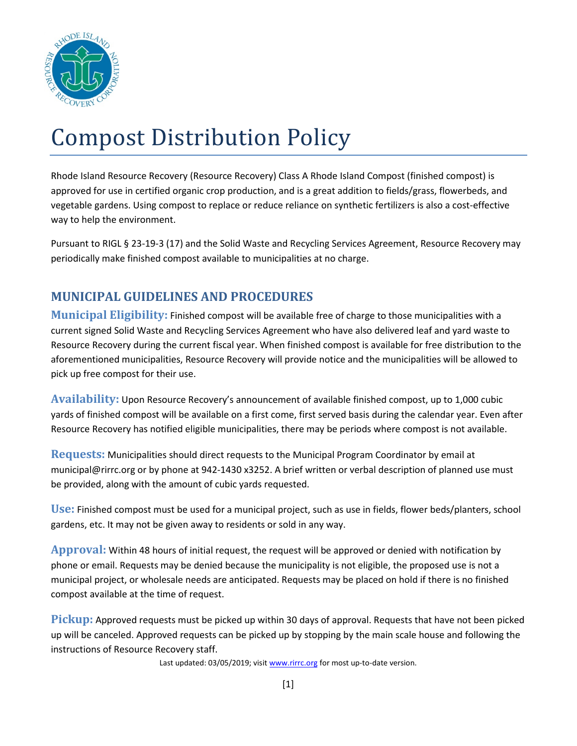# Compost Distribution Policy

Rhode Island Resource Recovery (Resource Recovery) Class A Rhode Island Compost (finished compost) is approved for use in certified organic crop production, and is a great addition to fields/grass, flowerbeds, and vegetable gardens. Using compost to replace or reduce reliance on synthetic fertilizers is also a cost-effective way to help the environment.

Pursuant to RIGL § 23-19-3 (17) and the Solid Waste and Recycling Services Agreement, Resource Recovery may periodically make finished compost available to municipalities at no charge.

## MUNICIPAL GUIDELINES AND PROCEDURES

**Municipal Eligibility:** Finished compost will be available free of charge to those municipalities with a current signed Solid Waste and Recycling Services Agreement who have also delivered leaf and yard waste to Resource Recovery during the current fiscal year. When finished compost is available for free distribution to the aforementioned municipalities, Resource Recovery will provide notice and the municipalities will be allowed to pick up free compost for their use.

**Availability:** Upon Resource Recovery's announcement of available finished compost, up to 1,000 cubic yards of finished compost will be available on a first come, first served basis during the calendar year. Even after Resource Recovery has notified eligible municipalities, there may be periods where compost is not available.

**Requests:** Municipalities should direct requests to the Municipal Program Coordinator by email at municipal@rirrc.org or by phone at 942-1430 x3252. A brief written or verbal description of planned use must be provided, along with the amount of cubic yards requested.

**Use:** Finished compost must be used for a municipal project, such as use in fields, flower beds/planters, school gardens, etc. It may not be given away to residents or sold in any way.

**Approval:** Within 48 hours of initial request, the request will be approved or denied with notification by phone or email. Requests may be denied because the municipality is not eligible, the proposed use is not a municipal project, or wholesale needs are anticipated. Requests may be placed on hold if there is no finished compost available at the time of request.

**Pickup:** Approved requests must be picked up within 30 days of approval. Requests that have not been picked up will be canceled. Approved requests can be picked up by stopping by the main scale house and following the instructions of Resource Recovery staff.

Last updated: 03/05/2019; visit www.rirrc.org for most up-to-date version.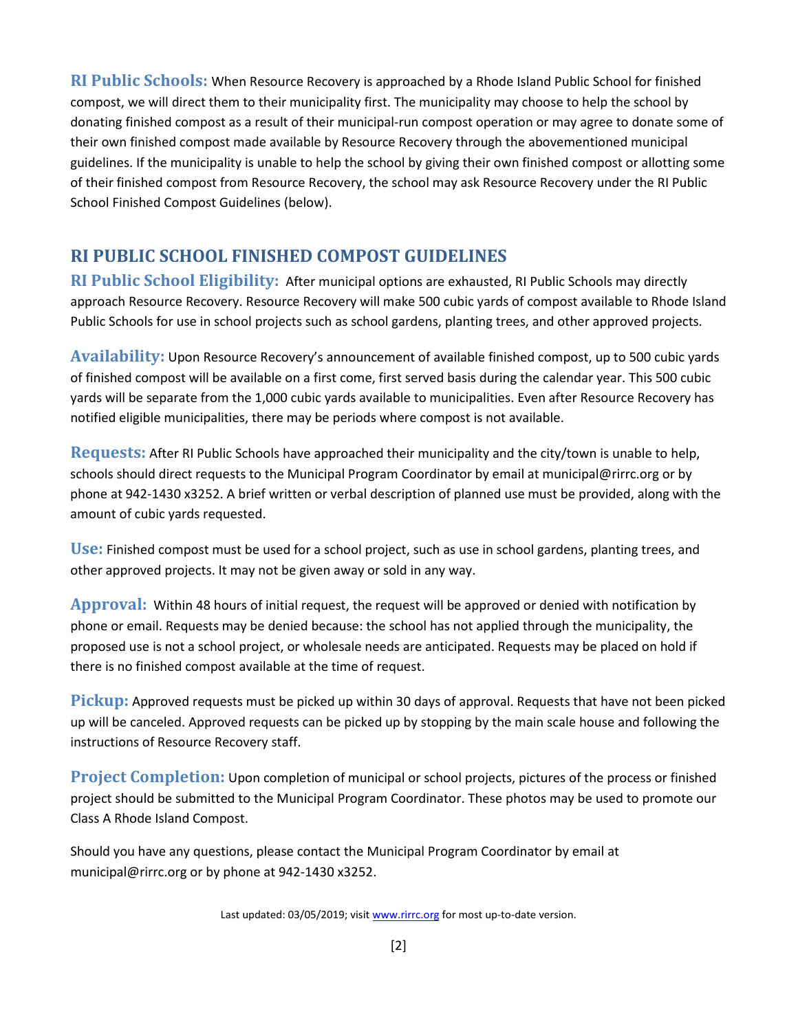**RI Public Schools:** When Resource Recovery is approached by a Rhode Island Public School for finished compost, we will direct them to their municipality first. The municipality may choose to help the school by donating finished compost as a result of their municipal-run compost operation or may agree to donate some of their own finished compost made available by Resource Recovery through the abovementioned municipal guidelines. If the municipality is unable to help the school by giving their own finished compost or allotting some of their finished compost from Resource Recovery, the school may ask Resource Recovery under the RI Public School Finished Compost Guidelines (below).

## RI PUBLIC SCHOOL FINISHED COMPOST GUIDELINES

**RI Public School Eligibility:** After municipal options are exhausted, RI Public Schools may directly approach Resource Recovery. Resource Recovery will make 500 cubic yards of compost available to Rhode Island Public Schools for use in school projects such as school gardens, planting trees, and other approved projects.

**Availability:** Upon Resource Recovery's announcement of available finished compost, up to 500 cubic yards of finished compost will be available on a first come, first served basis during the calendar year. This 500 cubic yards will be separate from the 1,000 cubic yards available to municipalities. Even after Resource Recovery has notified eligible municipalities, there may be periods where compost is not available.

**Requests:** After RI Public Schools have approached their municipality and the city/town is unable to help, schools should direct requests to the Municipal Program Coordinator by email at municipal@rirrc.org or by phone at 942-1430 x3252. A brief written or verbal description of planned use must be provided, along with the amount of cubic yards requested.

**Use:** Finished compost must be used for a school project, such as use in school gardens, planting trees, and other approved projects. It may not be given away or sold in any way.

**Approval:** Within 48 hours of initial request, the request will be approved or denied with notification by phone or email. Requests may be denied because: the school has not applied through the municipality, the proposed use is not a school project, or wholesale needs are anticipated. Requests may be placed on hold if there is no finished compost available at the time of request.

**Pickup:** Approved requests must be picked up within 30 days of approval. Requests that have not been picked up will be canceled. Approved requests can be picked up by stopping by the main scale house and following the instructions of Resource Recovery staff.

**Project Completion:** Upon completion of municipal or school projects, pictures of the process or finished project should be submitted to the Municipal Program Coordinator. These photos may be used to promote our Class A Rhode Island Compost.

Should you have any questions, please contact the Municipal Program Coordinator by email at municipal@rirrc.org or by phone at 942-1430 x3252.

Last updated: 03/05/2019; visit www.rirrc.org for most up-to-date version.